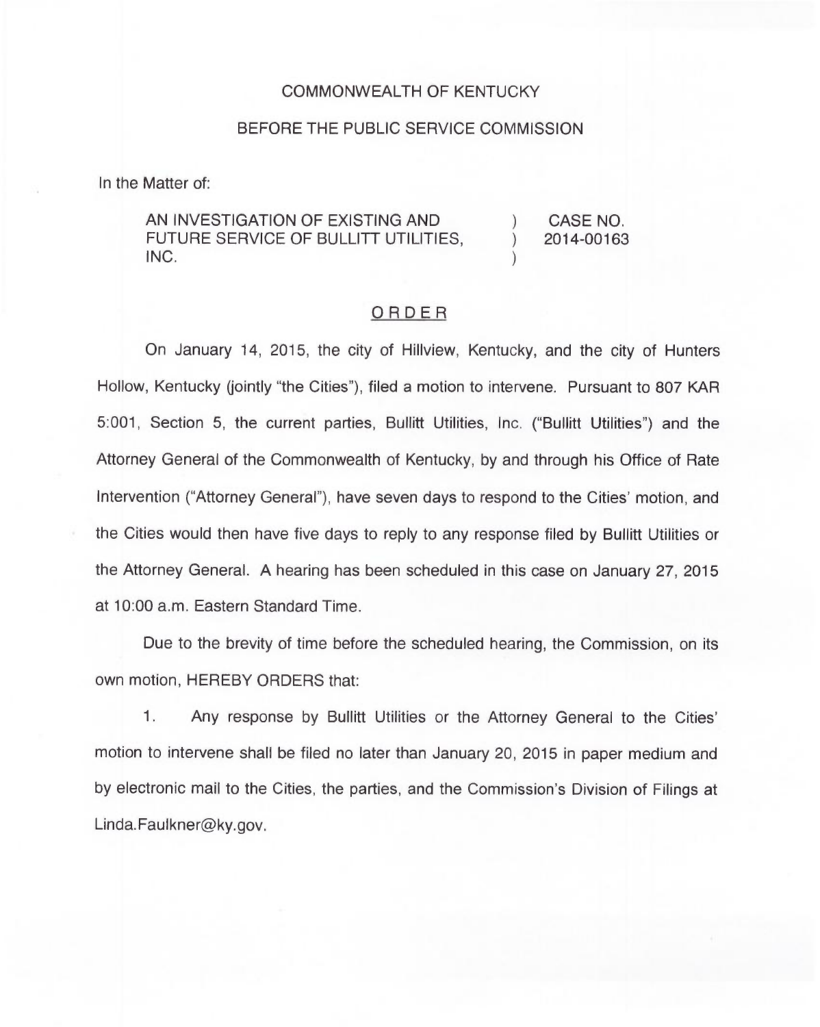COMMONWEALTH OF KENTUCKY

BEFORE THE PUBLIC SERVICE COMMISSION

In the Matter of:

| | | |
|---|---|---|
| AN INVESTIGATION OF EXISTING AND FUTURE SERVICE OF BULLITT UTILITIES, INC. | ) ) ) | CASE NO. 2014-00163 |

## ORDER

On January 14, 2015, the city of Hillview, Kentucky, and the city of Hunters Hollow, Kentucky (jointly "the Cities"), filed a motion to intervene. Pursuant to 807 KAR 5:001, Section 5, the current parties, Bullitt Utilities, Inc. ("Bullitt Utilities") and the Attorney General of the Commonwealth of Kentucky, by and through his Office of Rate Intervention ("Attorney General"), have seven days to respond to the Cities' motion, and the Cities would then have five days to reply to any response filed by Bullitt Utilities or the Attorney General. A hearing has been scheduled in this case on January 27, 2015 at 10:00 a.m. Eastern Standard Time.

Due to the brevity of time before the scheduled hearing, the Commission, on its own motion, HEREBY ORDERS that:

1. Any response by Bullitt Utilities or the Attorney General to the Cities' motion to intervene shall be filed no later than January 20, 2015 in paper medium and by electronic mail to the Cities, the parties, and the Commission's Division of Filings at Linda.Faulkner@ky.gov.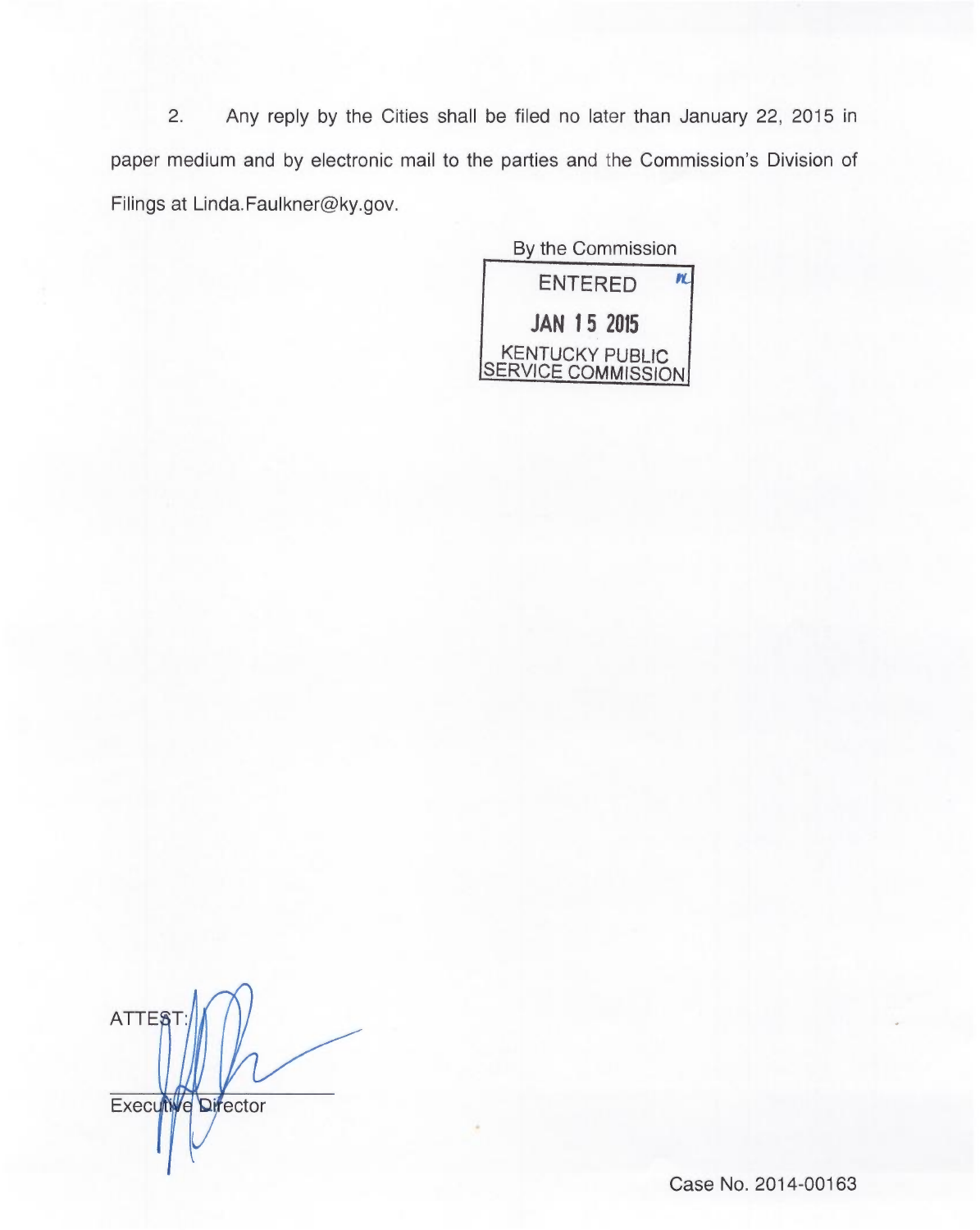2. Any reply by the Cities shall be filed no later than January 22, 2015 in paper medium and by electronic mail to the parties and the Commission's Division of Filings at Linda.Faulkner@ky.gov.

By the Commission

ENTERED

JAN 15 2015

KENTUCKY PUBLIC SERVICE COMMISSION

ATTEST:

Executive Director

Case No. 2014-00163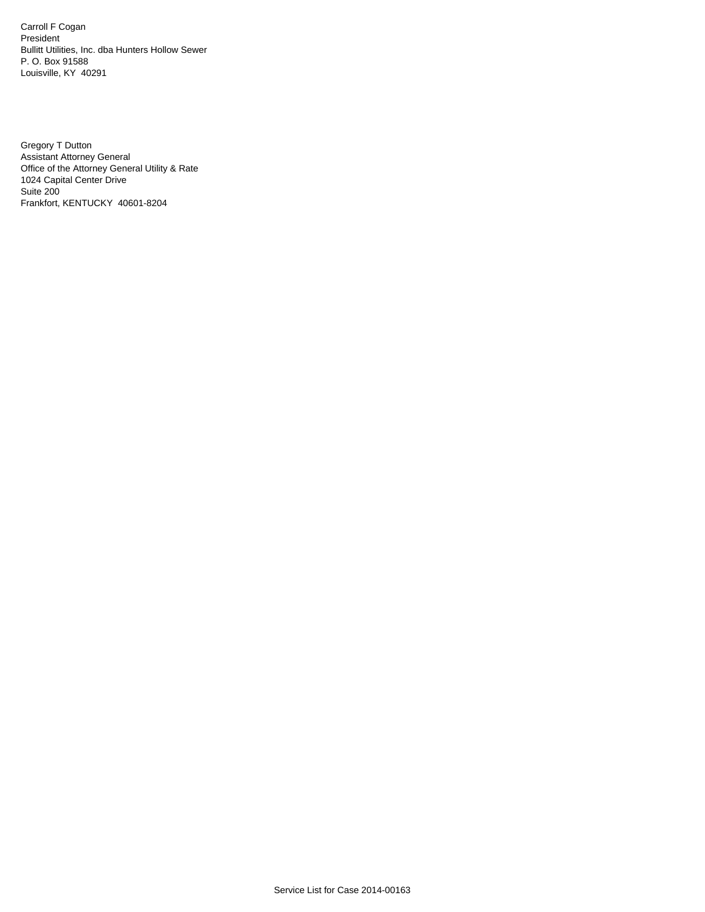Carroll F Cogan
President
Bullitt Utilities, Inc. dba Hunters Hollow Sewer
P. O. Box 91588
Louisville, KY  40291

Gregory T Dutton
Assistant Attorney General
Office of the Attorney General Utility & Rate
1024 Capital Center Drive
Suite 200
Frankfort, KENTUCKY  40601-8204

Service List for Case 2014-00163